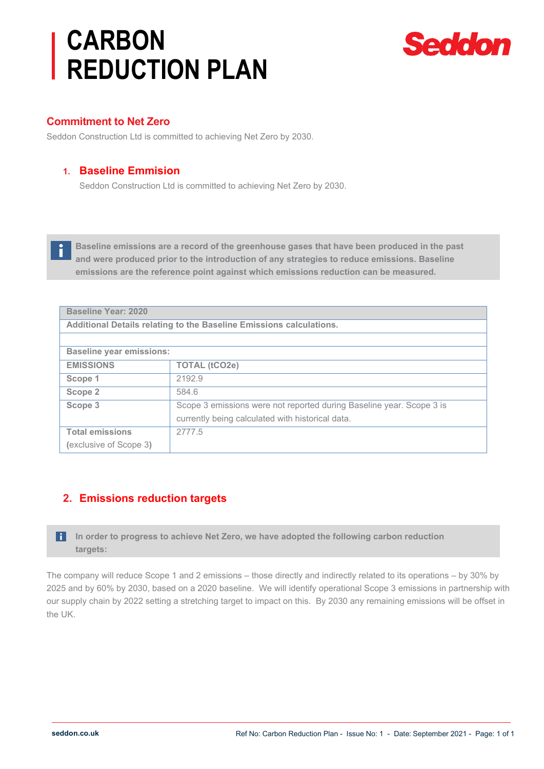# CARBON REDUCTION PLAN

Seddon

## Commitment to Net Zero

Seddon Construction Ltd is committed to achieving Net Zero by 2030.

## 1. Baseline Emmision

Seddon Construction Ltd is committed to achieving Net Zero by 2030.

> **Baseline emissions are a record of the greenhouse gases that have been produced in the past and were produced prior to the introduction of any strategies to reduce emissions. Baseline emissions are the reference point against which emissions reduction can be measured.**

| **Baseline Year: 2020** | |
|---|---|
| **Additional Details relating to the Baseline Emissions calculations.** | |
| | |
| **Baseline year emissions:** | |
| **EMISSIONS** | **TOTAL ($tCO_2e$)** |
| **Scope 1** | 2192.9 |
| **Scope 2** | 584.6 |
| **Scope 3** | Scope 3 emissions were not reported during Baseline year. Scope 3 is currently being calculated with historical data. |
| **Total emissions** (exclusive of Scope 3) | 2777.5 |

## 2. Emissions reduction targets

> **In order to progress to achieve Net Zero, we have adopted the following carbon reduction targets:**

The company will reduce Scope 1 and 2 emissions – those directly and indirectly related to its operations – by 30% by 2025 and by 60% by 2030, based on a 2020 baseline. We will identify operational Scope 3 emissions in partnership with our supply chain by 2022 setting a stretching target to impact on this. By 2030 any remaining emissions will be offset in the UK.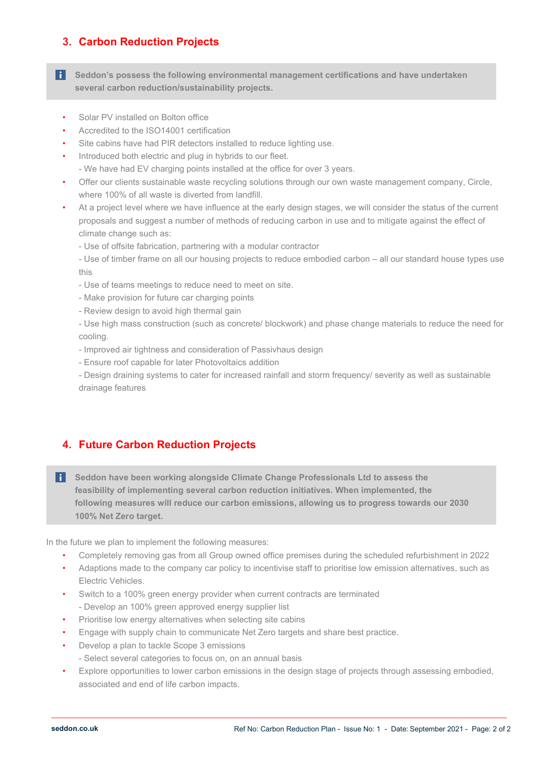## 3. Carbon Reduction Projects

**Seddon's possess the following environmental management certifications and have undertaken several carbon reduction/sustainability projects.**

- Solar PV installed on Bolton office
- Accredited to the ISO14001 certification
- Site cabins have had PIR detectors installed to reduce lighting use.
- Introduced both electric and plug in hybrids to our fleet.
  - We have had EV charging points installed at the office for over 3 years.
- Offer our clients sustainable waste recycling solutions through our own waste management company, Circle, where 100% of all waste is diverted from landfill.
- At a project level where we have influence at the early design stages, we will consider the status of the current proposals and suggest a number of methods of reducing carbon in use and to mitigate against the effect of climate change such as:
  - Use of offsite fabrication, partnering with a modular contractor
  - Use of timber frame on all our housing projects to reduce embodied carbon – all our standard house types use this
  - Use of teams meetings to reduce need to meet on site.
  - Make provision for future car charging points
  - Review design to avoid high thermal gain
  - Use high mass construction (such as concrete/ blockwork) and phase change materials to reduce the need for cooling.
  - Improved air tightness and consideration of Passivhaus design
  - Ensure roof capable for later Photovoltaics addition
  - Design draining systems to cater for increased rainfall and storm frequency/ severity as well as sustainable drainage features

## 4. Future Carbon Reduction Projects

**Seddon have been working alongside Climate Change Professionals Ltd to assess the feasibility of implementing several carbon reduction initiatives. When implemented, the following measures will reduce our carbon emissions, allowing us to progress towards our 2030 100% Net Zero target.**

In the future we plan to implement the following measures:

- Completely removing gas from all Group owned office premises during the scheduled refurbishment in 2022
- Adaptions made to the company car policy to incentivise staff to prioritise low emission alternatives, such as Electric Vehicles.
- Switch to a 100% green energy provider when current contracts are terminated
  - Develop an 100% green approved energy supplier list
- Prioritise low energy alternatives when selecting site cabins
- Engage with supply chain to communicate Net Zero targets and share best practice.
- Develop a plan to tackle Scope 3 emissions
  - Select several categories to focus on, on an annual basis
- Explore opportunities to lower carbon emissions in the design stage of projects through assessing embodied, associated and end of life carbon impacts.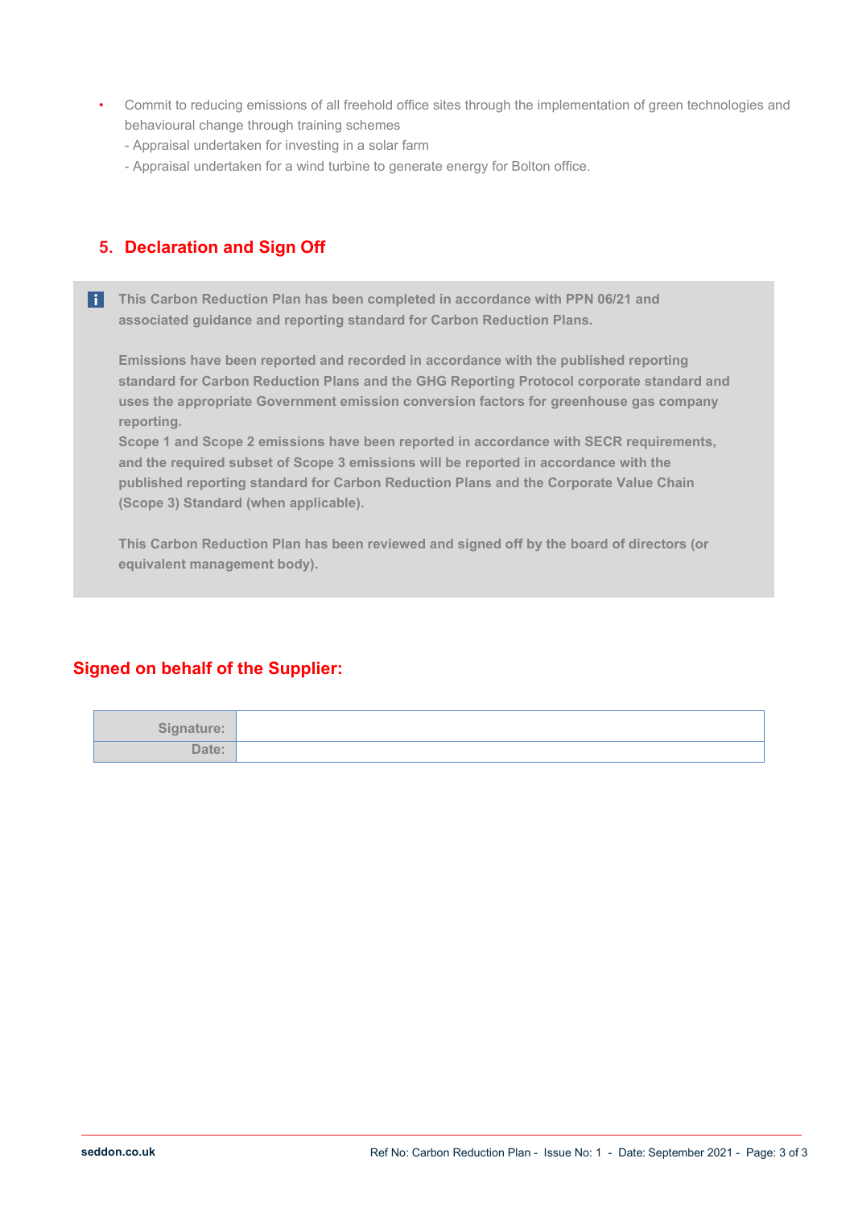- Commit to reducing emissions of all freehold office sites through the implementation of green technologies and behavioural change through training schemes
  - Appraisal undertaken for investing in a solar farm
  - Appraisal undertaken for a wind turbine to generate energy for Bolton office.

## 5. Declaration and Sign Off

**This Carbon Reduction Plan has been completed in accordance with PPN 06/21 and associated guidance and reporting standard for Carbon Reduction Plans.**

**Emissions have been reported and recorded in accordance with the published reporting standard for Carbon Reduction Plans and the GHG Reporting Protocol corporate standard and uses the appropriate Government emission conversion factors for greenhouse gas company reporting.**
**Scope 1 and Scope 2 emissions have been reported in accordance with SECR requirements, and the required subset of Scope 3 emissions will be reported in accordance with the published reporting standard for Carbon Reduction Plans and the Corporate Value Chain (Scope 3) Standard (when applicable).**

**This Carbon Reduction Plan has been reviewed and signed off by the board of directors (or equivalent management body).**

## Signed on behalf of the Supplier:

| | |
|---|---|
| **Signature:** | |
| **Date:** | |